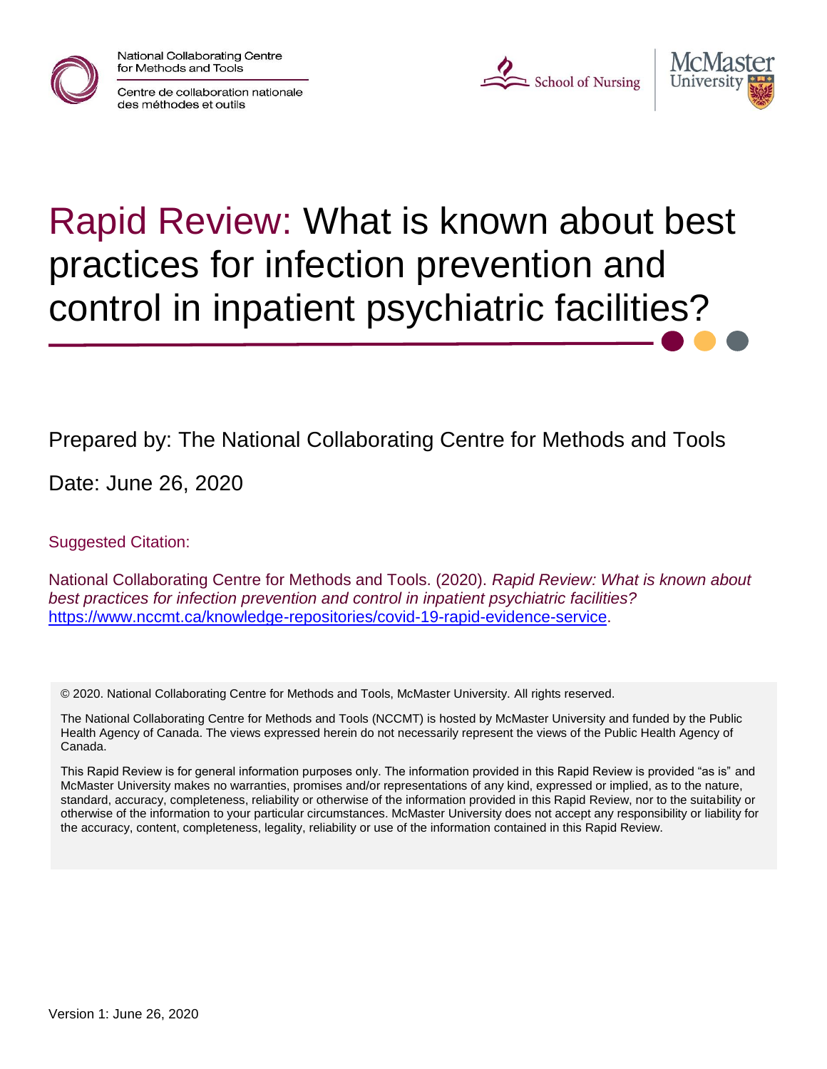National Collaborating Centre for Methods and Tools

Centre de collaboration nationale des méthodes et outils

School of Nursing

McMaster University

# Rapid Review: What is known about best practices for infection prevention and control in inpatient psychiatric facilities?

Prepared by: The National Collaborating Centre for Methods and Tools

Date: June 26, 2020

Suggested Citation:

National Collaborating Centre for Methods and Tools. (2020). *Rapid Review: What is known about best practices for infection prevention and control in inpatient psychiatric facilities?* https://www.nccmt.ca/knowledge-repositories/covid-19-rapid-evidence-service.

© 2020. National Collaborating Centre for Methods and Tools, McMaster University. All rights reserved.

The National Collaborating Centre for Methods and Tools (NCCMT) is hosted by McMaster University and funded by the Public Health Agency of Canada. The views expressed herein do not necessarily represent the views of the Public Health Agency of Canada.

This Rapid Review is for general information purposes only. The information provided in this Rapid Review is provided "as is" and McMaster University makes no warranties, promises and/or representations of any kind, expressed or implied, as to the nature, standard, accuracy, completeness, reliability or otherwise of the information provided in this Rapid Review, nor to the suitability or otherwise of the information to your particular circumstances. McMaster University does not accept any responsibility or liability for the accuracy, content, completeness, legality, reliability or use of the information contained in this Rapid Review.

Version 1: June 26, 2020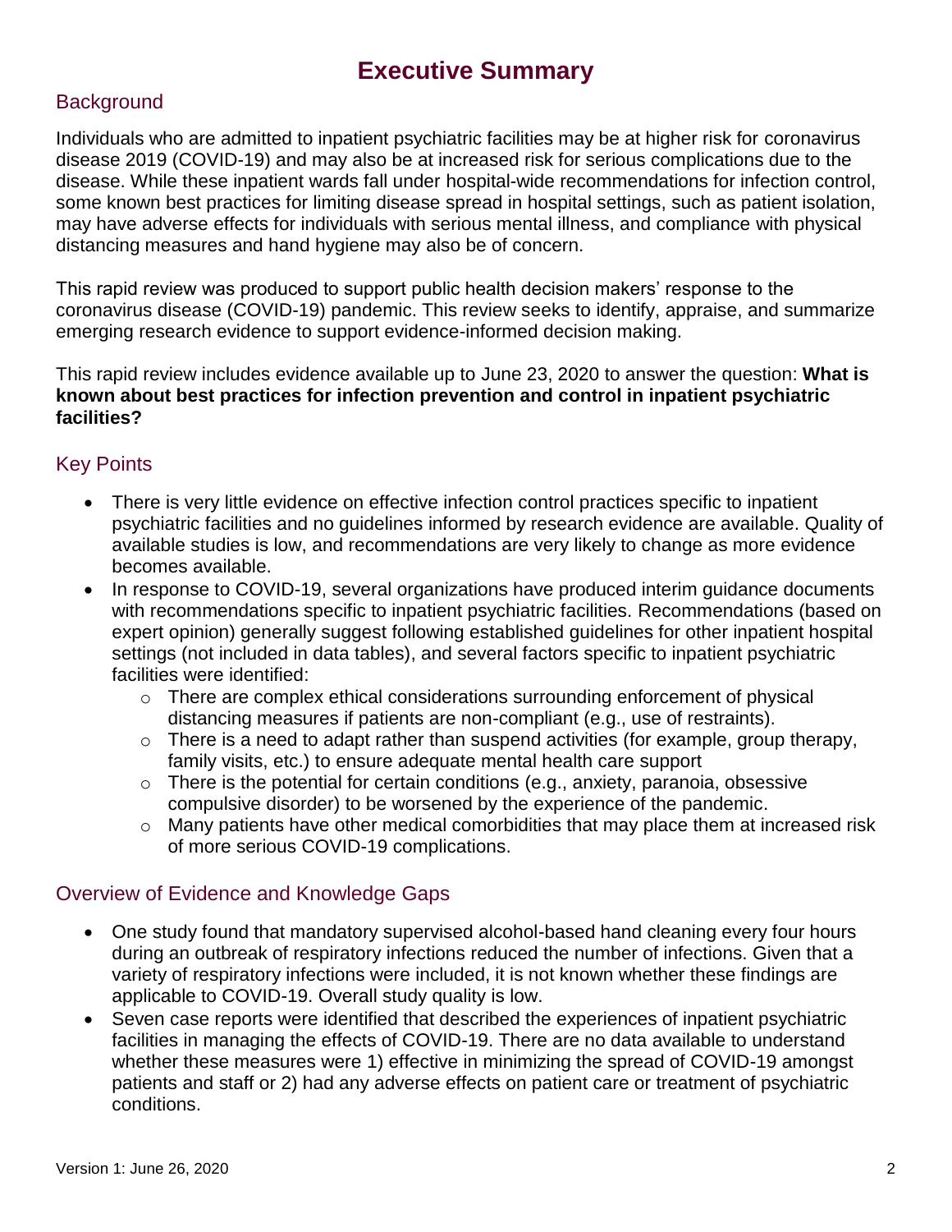# Executive Summary

## Background

Individuals who are admitted to inpatient psychiatric facilities may be at higher risk for coronavirus disease 2019 (COVID-19) and may also be at increased risk for serious complications due to the disease. While these inpatient wards fall under hospital-wide recommendations for infection control, some known best practices for limiting disease spread in hospital settings, such as patient isolation, may have adverse effects for individuals with serious mental illness, and compliance with physical distancing measures and hand hygiene may also be of concern.

This rapid review was produced to support public health decision makers' response to the coronavirus disease (COVID-19) pandemic. This review seeks to identify, appraise, and summarize emerging research evidence to support evidence-informed decision making.

This rapid review includes evidence available up to June 23, 2020 to answer the question: **What is known about best practices for infection prevention and control in inpatient psychiatric facilities?**

## Key Points

- There is very little evidence on effective infection control practices specific to inpatient psychiatric facilities and no guidelines informed by research evidence are available. Quality of available studies is low, and recommendations are very likely to change as more evidence becomes available.
- In response to COVID-19, several organizations have produced interim guidance documents with recommendations specific to inpatient psychiatric facilities. Recommendations (based on expert opinion) generally suggest following established guidelines for other inpatient hospital settings (not included in data tables), and several factors specific to inpatient psychiatric facilities were identified:
  - There are complex ethical considerations surrounding enforcement of physical distancing measures if patients are non-compliant (e.g., use of restraints).
  - There is a need to adapt rather than suspend activities (for example, group therapy, family visits, etc.) to ensure adequate mental health care support
  - There is the potential for certain conditions (e.g., anxiety, paranoia, obsessive compulsive disorder) to be worsened by the experience of the pandemic.
  - Many patients have other medical comorbidities that may place them at increased risk of more serious COVID-19 complications.

## Overview of Evidence and Knowledge Gaps

- One study found that mandatory supervised alcohol-based hand cleaning every four hours during an outbreak of respiratory infections reduced the number of infections. Given that a variety of respiratory infections were included, it is not known whether these findings are applicable to COVID-19. Overall study quality is low.
- Seven case reports were identified that described the experiences of inpatient psychiatric facilities in managing the effects of COVID-19. There are no data available to understand whether these measures were 1) effective in minimizing the spread of COVID-19 amongst patients and staff or 2) had any adverse effects on patient care or treatment of psychiatric conditions.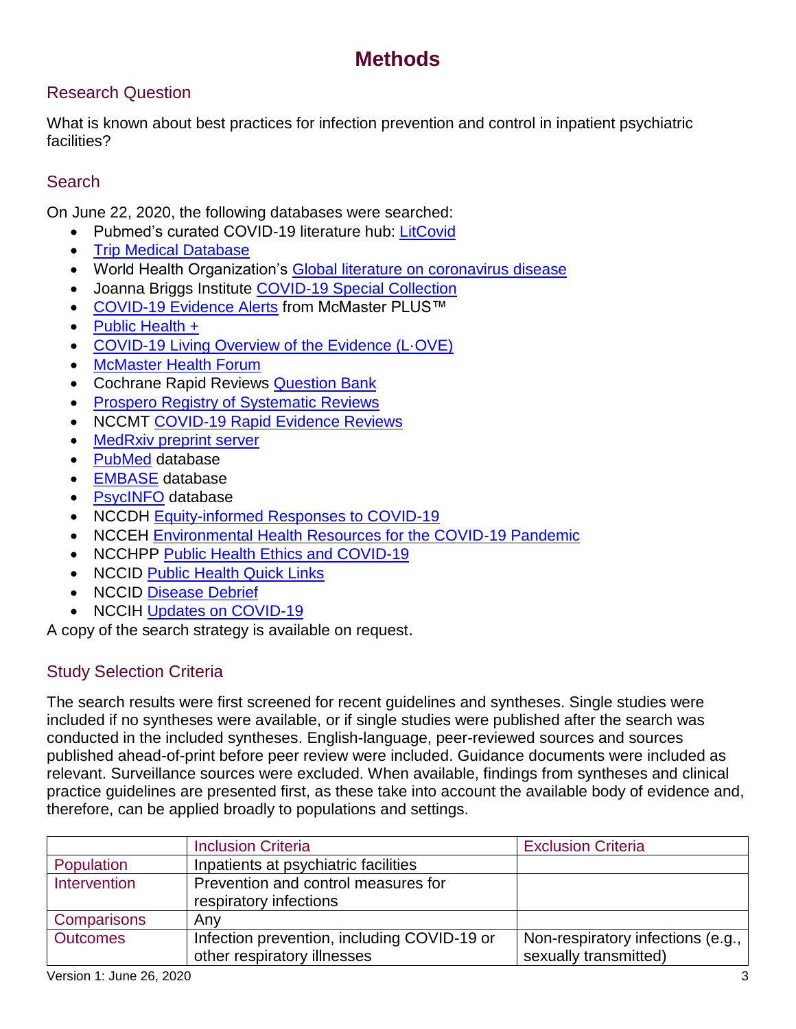# Methods

## Research Question

What is known about best practices for infection prevention and control in inpatient psychiatric facilities?

## Search

On June 22, 2020, the following databases were searched:

- Pubmed's curated COVID-19 literature hub: LitCovid
- Trip Medical Database
- World Health Organization's Global literature on coronavirus disease
- Joanna Briggs Institute COVID-19 Special Collection
- COVID-19 Evidence Alerts from McMaster PLUS™
- Public Health +
- COVID-19 Living Overview of the Evidence (L·OVE)
- McMaster Health Forum
- Cochrane Rapid Reviews Question Bank
- Prospero Registry of Systematic Reviews
- NCCMT COVID-19 Rapid Evidence Reviews
- MedRxiv preprint server
- PubMed database
- EMBASE database
- PsycINFO database
- NCCDH Equity-informed Responses to COVID-19
- NCCEH Environmental Health Resources for the COVID-19 Pandemic
- NCCHPP Public Health Ethics and COVID-19
- NCCID Public Health Quick Links
- NCCID Disease Debrief
- NCCIH Updates on COVID-19

A copy of the search strategy is available on request.

## Study Selection Criteria

The search results were first screened for recent guidelines and syntheses. Single studies were included if no syntheses were available, or if single studies were published after the search was conducted in the included syntheses. English-language, peer-reviewed sources and sources published ahead-of-print before peer review were included. Guidance documents were included as relevant. Surveillance sources were excluded. When available, findings from syntheses and clinical practice guidelines are presented first, as these take into account the available body of evidence and, therefore, can be applied broadly to populations and settings.

| | Inclusion Criteria | Exclusion Criteria |
|---|---|---|
| Population | Inpatients at psychiatric facilities | |
| Intervention | Prevention and control measures for respiratory infections | |
| Comparisons | Any | |
| Outcomes | Infection prevention, including COVID-19 or other respiratory illnesses | Non-respiratory infections (e.g., sexually transmitted) |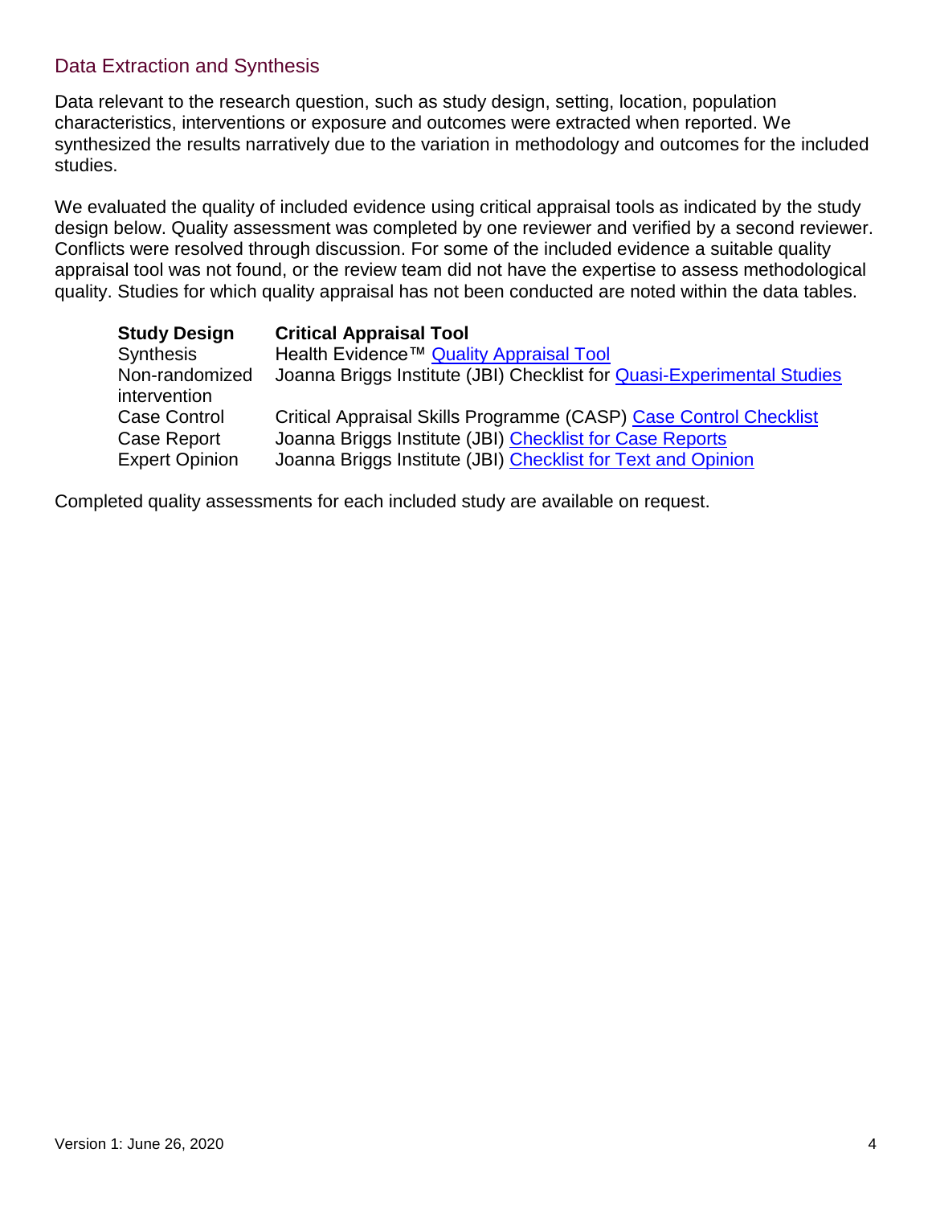## Data Extraction and Synthesis

Data relevant to the research question, such as study design, setting, location, population characteristics, interventions or exposure and outcomes were extracted when reported. We synthesized the results narratively due to the variation in methodology and outcomes for the included studies.

We evaluated the quality of included evidence using critical appraisal tools as indicated by the study design below. Quality assessment was completed by one reviewer and verified by a second reviewer. Conflicts were resolved through discussion. For some of the included evidence a suitable quality appraisal tool was not found, or the review team did not have the expertise to assess methodological quality. Studies for which quality appraisal has not been conducted are noted within the data tables.

| Study Design | Critical Appraisal Tool |
|---|---|
| Synthesis | Health Evidence™ Quality Appraisal Tool |
| Non-randomized intervention | Joanna Briggs Institute (JBI) Checklist for Quasi-Experimental Studies |
| Case Control | Critical Appraisal Skills Programme (CASP) Case Control Checklist |
| Case Report | Joanna Briggs Institute (JBI) Checklist for Case Reports |
| Expert Opinion | Joanna Briggs Institute (JBI) Checklist for Text and Opinion |

Completed quality assessments for each included study are available on request.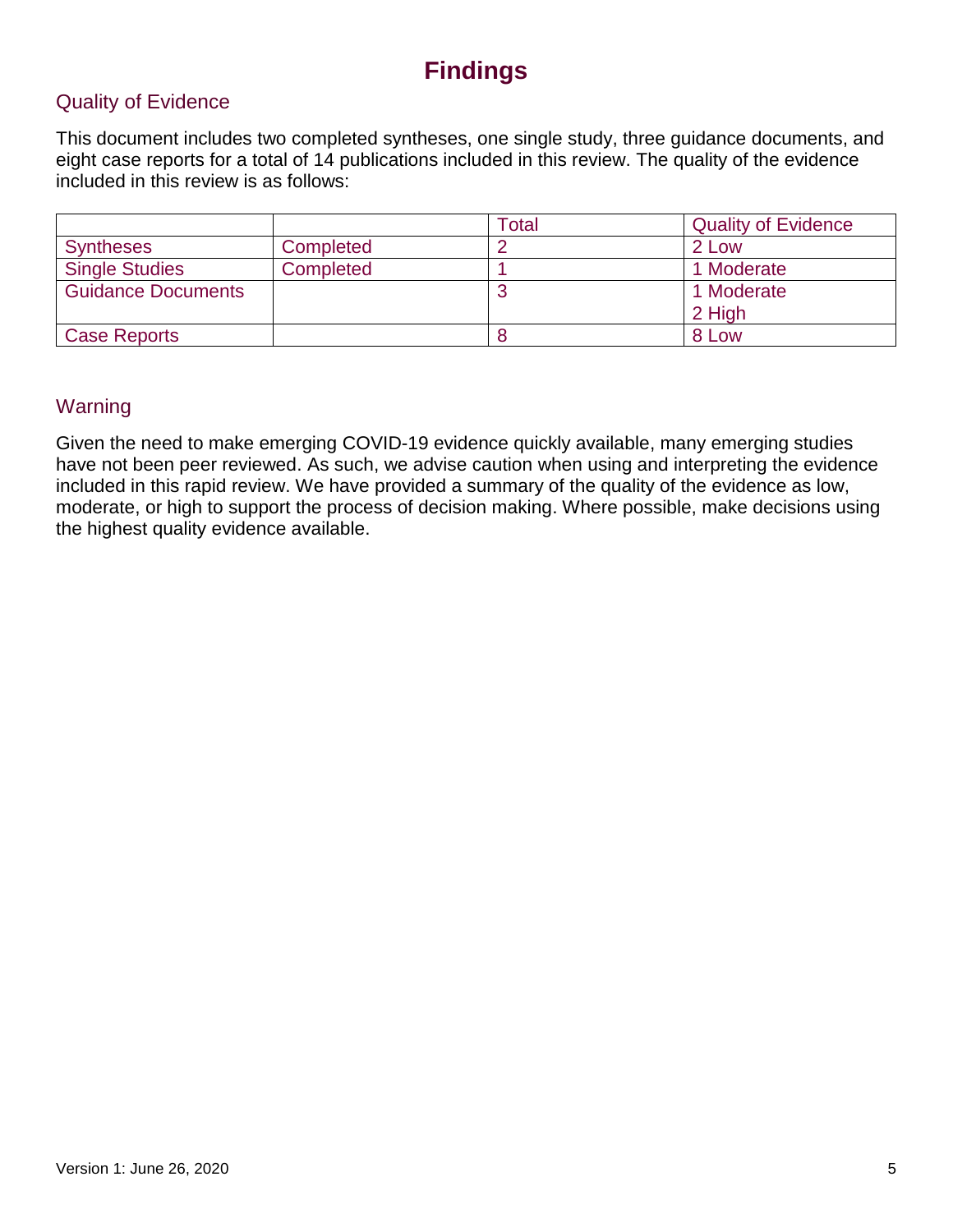# Findings

## Quality of Evidence

This document includes two completed syntheses, one single study, three guidance documents, and eight case reports for a total of 14 publications included in this review. The quality of the evidence included in this review is as follows:

| | | Total | Quality of Evidence |
|---|---|---|---|
| Syntheses | Completed | 2 | 2 Low |
| Single Studies | Completed | 1 | 1 Moderate |
| Guidance Documents | | 3 | 1 Moderate<br>2 High |
| Case Reports | | 8 | 8 Low |

## Warning

Given the need to make emerging COVID-19 evidence quickly available, many emerging studies have not been peer reviewed. As such, we advise caution when using and interpreting the evidence included in this rapid review. We have provided a summary of the quality of the evidence as low, moderate, or high to support the process of decision making. Where possible, make decisions using the highest quality evidence available.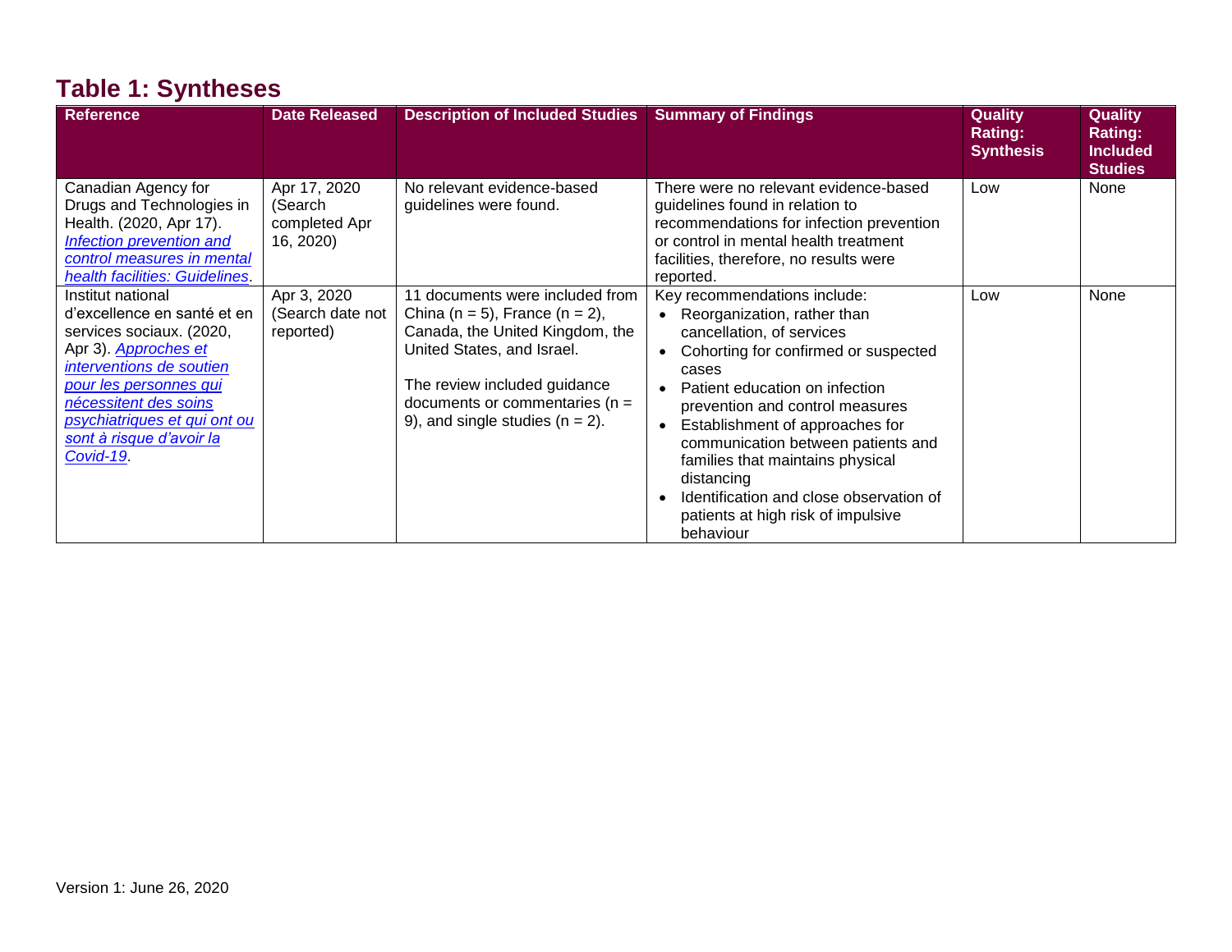## Table 1: Syntheses

| Reference | Date Released | Description of Included Studies | Summary of Findings | Quality Rating: Synthesis | Quality Rating: Included Studies |
|---|---|---|---|---|---|
| Canadian Agency for Drugs and Technologies in Health. (2020, Apr 17). *Infection prevention and control measures in mental health facilities: Guidelines*. | Apr 17, 2020 (Search completed Apr 16, 2020) | No relevant evidence-based guidelines were found. | There were no relevant evidence-based guidelines found in relation to recommendations for infection prevention or control in mental health treatment facilities, therefore, no results were reported. | Low | None |
| Institut national d'excellence en santé et en services sociaux. (2020, Apr 3). *Approches et interventions de soutien pour les personnes qui nécessitent des soins psychiatriques et qui ont ou sont à risque d'avoir la Covid-19*. | Apr 3, 2020 (Search date not reported) | 11 documents were included from China (n = 5), France (n = 2), Canada, the United Kingdom, the United States, and Israel.<br><br>The review included guidance documents or commentaries (n = 9), and single studies (n = 2). | Key recommendations include:<br>• Reorganization, rather than cancellation, of services<br>• Cohorting for confirmed or suspected cases<br>• Patient education on infection prevention and control measures<br>• Establishment of approaches for communication between patients and families that maintains physical distancing<br>• Identification and close observation of patients at high risk of impulsive behaviour | Low | None |

Version 1: June 26, 2020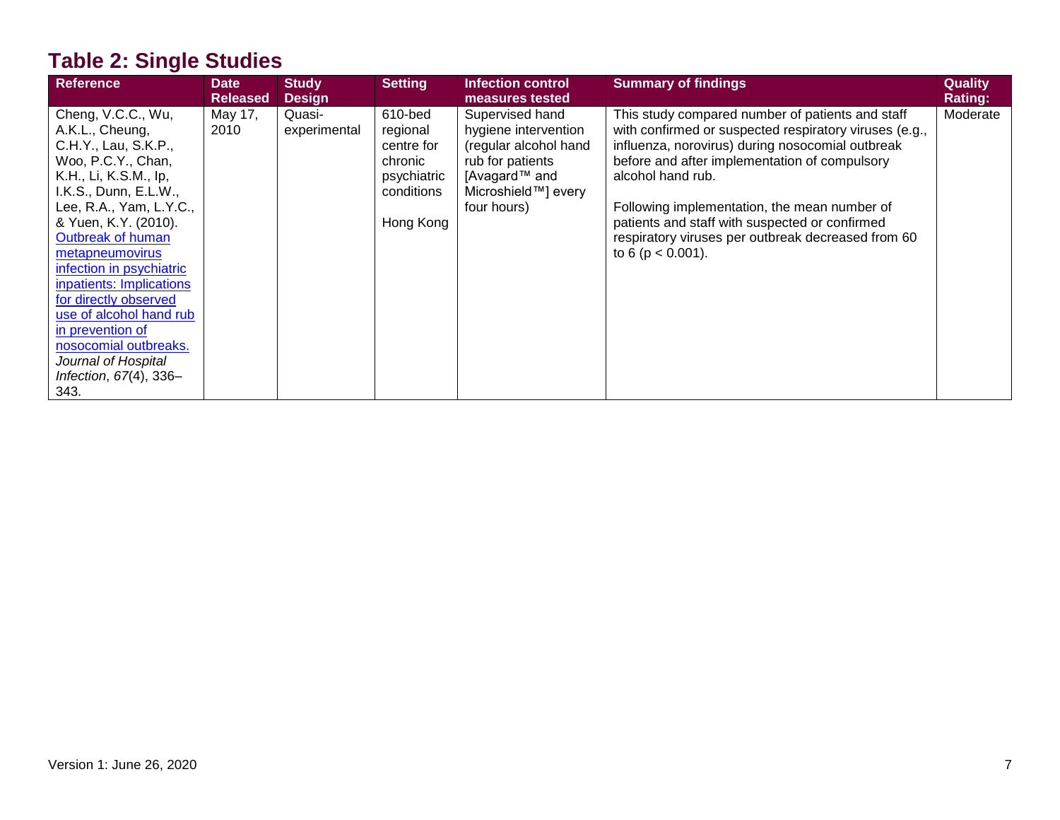## Table 2: Single Studies

| Reference | Date Released | Study Design | Setting | Infection control measures tested | Summary of findings | Quality Rating: |
|---|---|---|---|---|---|---|
| Cheng, V.C.C., Wu, A.K.L., Cheung, C.H.Y., Lau, S.K.P., Woo, P.C.Y., Chan, K.H., Li, K.S.M., Ip, I.K.S., Dunn, E.L.W., Lee, R.A., Yam, L.Y.C., & Yuen, K.Y. (2010). Outbreak of human metapneumovirus infection in psychiatric inpatients: Implications for directly observed use of alcohol hand rub in prevention of nosocomial outbreaks. *Journal of Hospital Infection*, *67*(4), 336–343. | May 17, 2010 | Quasi-experimental | 610-bed regional centre for chronic psychiatric conditions<br><br>Hong Kong | Supervised hand hygiene intervention (regular alcohol hand rub for patients [Avagard™ and Microshield™] every four hours) | This study compared number of patients and staff with confirmed or suspected respiratory viruses (e.g., influenza, norovirus) during nosocomial outbreak before and after implementation of compulsory alcohol hand rub.<br><br>Following implementation, the mean number of patients and staff with suspected or confirmed respiratory viruses per outbreak decreased from 60 to 6 ($p < 0.001$). | Moderate |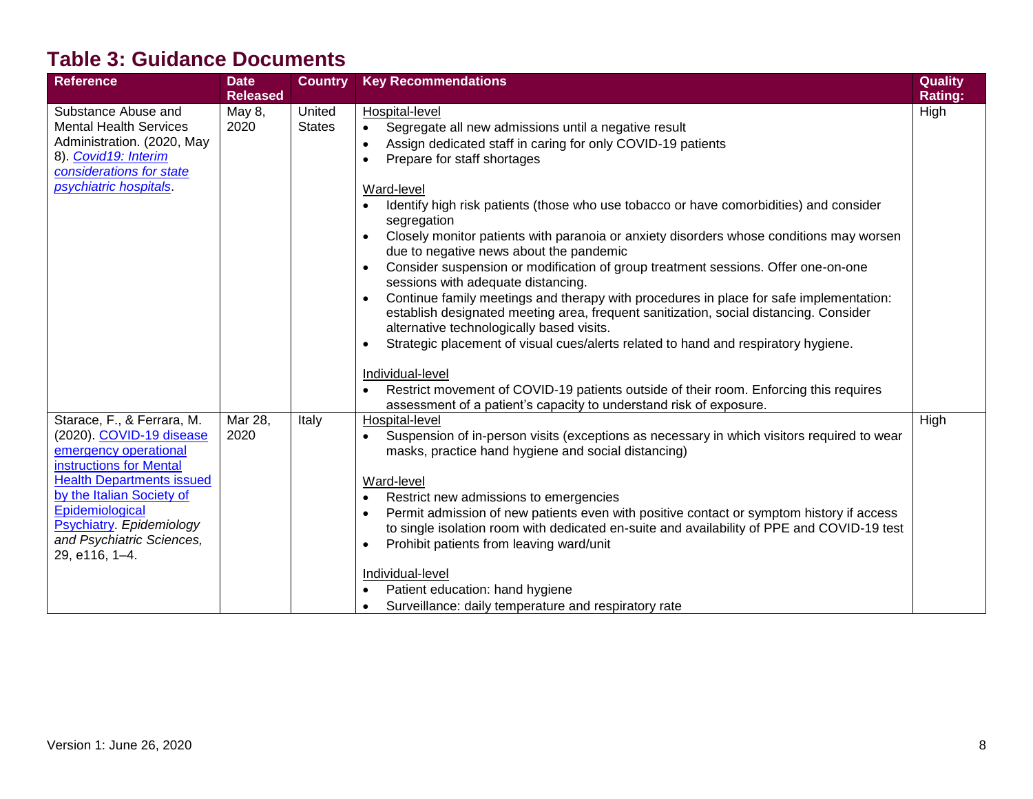## Table 3: Guidance Documents

| Reference | Date Released | Country | Key Recommendations | Quality Rating: |
|---|---|---|---|---|
| Substance Abuse and Mental Health Services Administration. (2020, May 8). *Covid19: Interim considerations for state psychiatric hospitals*. | May 8, 2020 | United States | Hospital-level<br>• Segregate all new admissions until a negative result<br>• Assign dedicated staff in caring for only COVID-19 patients<br>• Prepare for staff shortages<br><br>Ward-level<br>• Identify high risk patients (those who use tobacco or have comorbidities) and consider segregation<br>• Closely monitor patients with paranoia or anxiety disorders whose conditions may worsen due to negative news about the pandemic<br>• Consider suspension or modification of group treatment sessions. Offer one-on-one sessions with adequate distancing.<br>• Continue family meetings and therapy with procedures in place for safe implementation: establish designated meeting area, frequent sanitization, social distancing. Consider alternative technologically based visits.<br>• Strategic placement of visual cues/alerts related to hand and respiratory hygiene.<br><br>Individual-level<br>• Restrict movement of COVID-19 patients outside of their room. Enforcing this requires assessment of a patient's capacity to understand risk of exposure. | High |
| Starace, F., & Ferrara, M. (2020). COVID-19 disease emergency operational instructions for Mental Health Departments issued by the Italian Society of Epidemiological Psychiatry. *Epidemiology and Psychiatric Sciences,* 29, e116, 1–4. | Mar 28, 2020 | Italy | Hospital-level<br>• Suspension of in-person visits (exceptions as necessary in which visitors required to wear masks, practice hand hygiene and social distancing)<br><br>Ward-level<br>• Restrict new admissions to emergencies<br>• Permit admission of new patients even with positive contact or symptom history if access to single isolation room with dedicated en-suite and availability of PPE and COVID-19 test<br>• Prohibit patients from leaving ward/unit<br><br>Individual-level<br>• Patient education: hand hygiene<br>• Surveillance: daily temperature and respiratory rate | High |

Version 1: June 26, 2020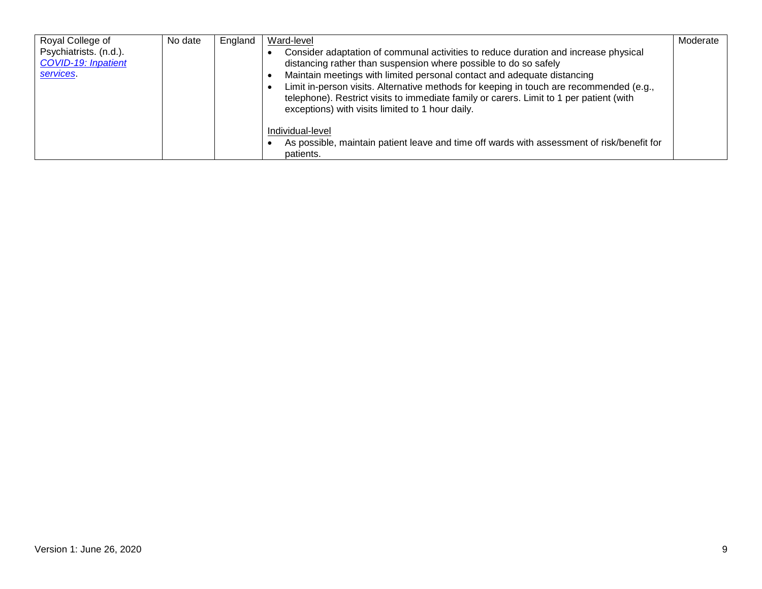| | | | | |
|---|---|---|---|---|
| Royal College of Psychiatrists. (n.d.). *COVID-19: Inpatient services*. | No date | England | Ward-level<br>• Consider adaptation of communal activities to reduce duration and increase physical distancing rather than suspension where possible to do so safely<br>• Maintain meetings with limited personal contact and adequate distancing<br>• Limit in-person visits. Alternative methods for keeping in touch are recommended (e.g., telephone). Restrict visits to immediate family or carers. Limit to 1 per patient (with exceptions) with visits limited to 1 hour daily.<br><br>Individual-level<br>• As possible, maintain patient leave and time off wards with assessment of risk/benefit for patients. | Moderate |

Version 1: June 26, 2020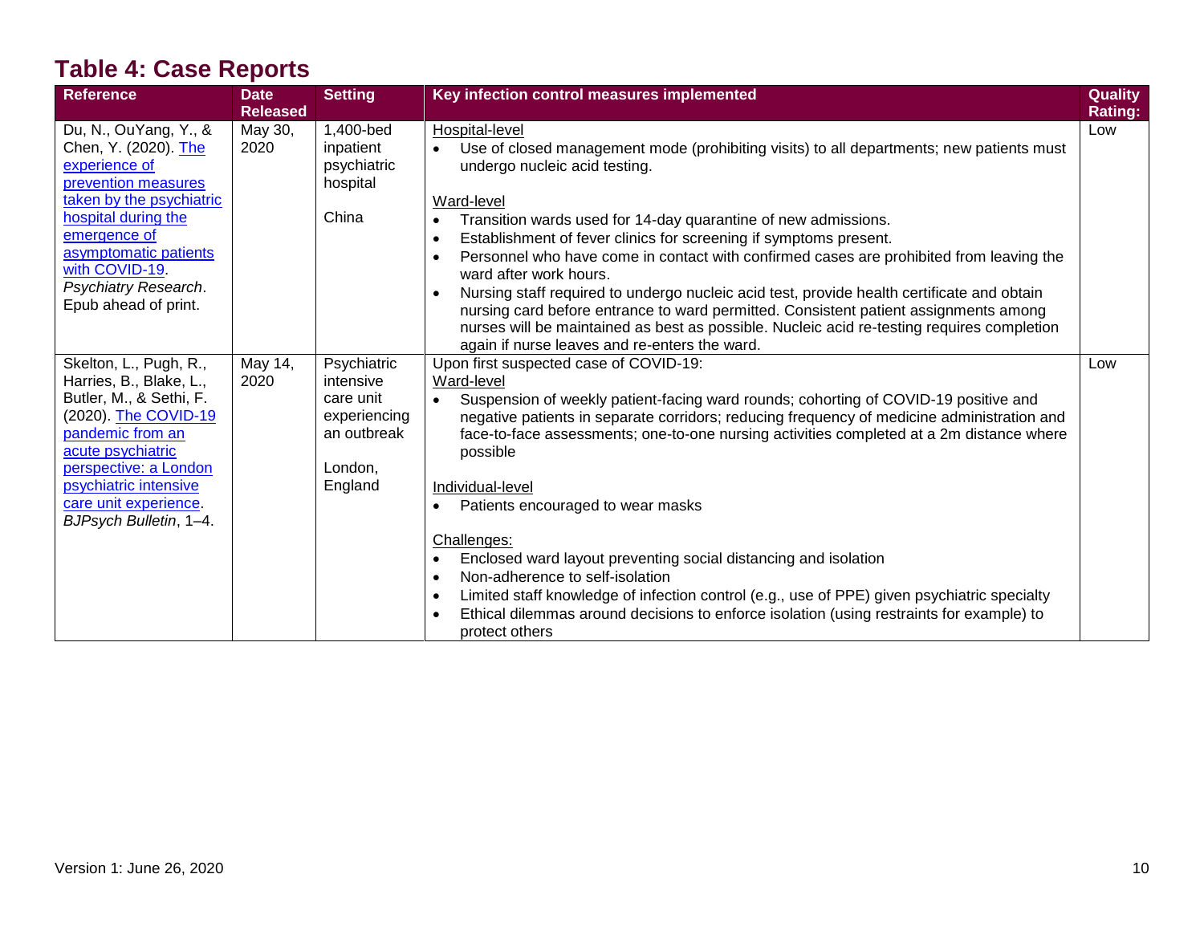## Table 4: Case Reports

| Reference | Date Released | Setting | Key infection control measures implemented | Quality Rating: |
|---|---|---|---|---|
| Du, N., OuYang, Y., & Chen, Y. (2020). [The experience of prevention measures taken by the psychiatric hospital during the emergence of asymptomatic patients with COVID-19](). *Psychiatry Research*. Epub ahead of print. | May 30, 2020 | 1,400-bed inpatient psychiatric hospital<br><br>China | Hospital-level<br>• Use of closed management mode (prohibiting visits) to all departments; new patients must undergo nucleic acid testing.<br><br>Ward-level<br>• Transition wards used for 14-day quarantine of new admissions.<br>• Establishment of fever clinics for screening if symptoms present.<br>• Personnel who have come in contact with confirmed cases are prohibited from leaving the ward after work hours.<br>• Nursing staff required to undergo nucleic acid test, provide health certificate and obtain nursing card before entrance to ward permitted. Consistent patient assignments among nurses will be maintained as best as possible. Nucleic acid re-testing requires completion again if nurse leaves and re-enters the ward. | Low |
| Skelton, L., Pugh, R., Harries, B., Blake, L., Butler, M., & Sethi, F. (2020). [The COVID-19 pandemic from an acute psychiatric perspective: a London psychiatric intensive care unit experience](). *BJPsych Bulletin*, 1–4. | May 14, 2020 | Psychiatric intensive care unit experiencing an outbreak<br><br>London, England | Upon first suspected case of COVID-19:<br>Ward-level<br>• Suspension of weekly patient-facing ward rounds; cohorting of COVID-19 positive and negative patients in separate corridors; reducing frequency of medicine administration and face-to-face assessments; one-to-one nursing activities completed at a 2m distance where possible<br><br>Individual-level<br>• Patients encouraged to wear masks<br><br>Challenges:<br>• Enclosed ward layout preventing social distancing and isolation<br>• Non-adherence to self-isolation<br>• Limited staff knowledge of infection control (e.g., use of PPE) given psychiatric specialty<br>• Ethical dilemmas around decisions to enforce isolation (using restraints for example) to protect others | Low |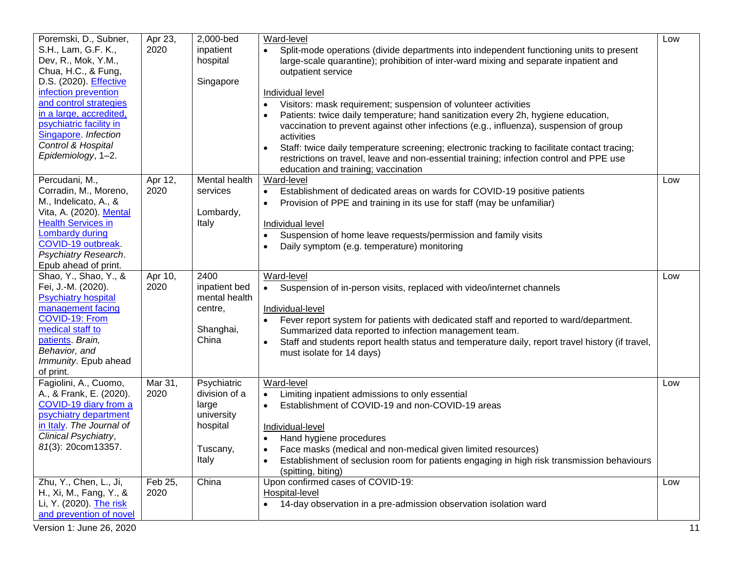| | | | | |
|---|---|---|---|---|
| Poremski, D., Subner, S.H., Lam, G.F. K., Dev, R., Mok, Y.M., Chua, H.C., & Fung, D.S. (2020). [Effective infection prevention and control strategies in a large, accredited, psychiatric facility in Singapore](). *Infection Control & Hospital Epidemiology*, 1–2. | Apr 23, 2020 | 2,000-bed inpatient hospital<br><br>Singapore | Ward-level<br>• Split-mode operations (divide departments into independent functioning units to present large-scale quarantine); prohibition of inter-ward mixing and separate inpatient and outpatient service<br><br>Individual level<br>• Visitors: mask requirement; suspension of volunteer activities<br>• Patients: twice daily temperature; hand sanitization every 2h, hygiene education, vaccination to prevent against other infections (e.g., influenza), suspension of group activities<br>• Staff: twice daily temperature screening; electronic tracking to facilitate contact tracing; restrictions on travel, leave and non-essential training; infection control and PPE use education and training; vaccination | Low |
| Percudani, M., Corradin, M., Moreno, M., Indelicato, A., & Vita, A. (2020). [Mental Health Services in Lombardy during COVID-19 outbreak](). *Psychiatry Research*. Epub ahead of print. | Apr 12, 2020 | Mental health services<br><br>Lombardy, Italy | Ward-level<br>• Establishment of dedicated areas on wards for COVID-19 positive patients<br>• Provision of PPE and training in its use for staff (may be unfamiliar)<br><br>Individual level<br>• Suspension of home leave requests/permission and family visits<br>• Daily symptom (e.g. temperature) monitoring | Low |
| Shao, Y., Shao, Y., & Fei, J.-M. (2020). [Psychiatry hospital management facing COVID-19: From medical staff to patients](). *Brain, Behavior, and Immunity*. Epub ahead of print. | Apr 10, 2020 | 2400 inpatient bed mental health centre,<br><br>Shanghai, China | Ward-level<br>• Suspension of in-person visits, replaced with video/internet channels<br><br>Individual-level<br>• Fever report system for patients with dedicated staff and reported to ward/department. Summarized data reported to infection management team.<br>• Staff and students report health status and temperature daily, report travel history (if travel, must isolate for 14 days) | Low |
| Fagiolini, A., Cuomo, A., & Frank, E. (2020). [COVID-19 diary from a psychiatry department in Italy](). *The Journal of Clinical Psychiatry*, *81*(3): 20com13357. | Mar 31, 2020 | Psychiatric division of a large university hospital<br><br>Tuscany, Italy | Ward-level<br>• Limiting inpatient admissions to only essential<br>• Establishment of COVID-19 and non-COVID-19 areas<br><br>Individual-level<br>• Hand hygiene procedures<br>• Face masks (medical and non-medical given limited resources)<br>• Establishment of seclusion room for patients engaging in high risk transmission behaviours (spitting, biting) | Low |
| Zhu, Y., Chen, L., Ji, H., Xi, M., Fang, Y., & Li, Y. (2020). [The risk and prevention of novel]() | Feb 25, 2020 | China | Upon confirmed cases of COVID-19:<br>Hospital-level<br>• 14-day observation in a pre-admission observation isolation ward | Low |

Version 1: June 26, 2020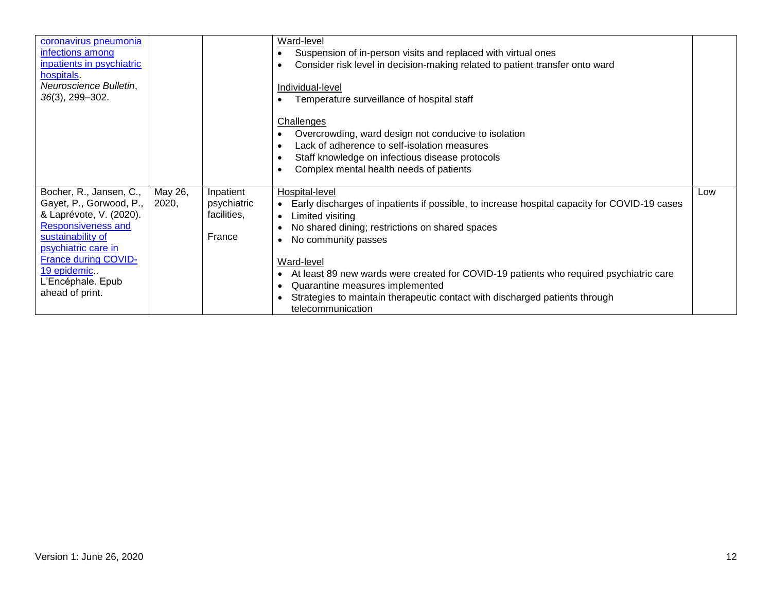| | | | | |
|---|---|---|---|---|
| coronavirus pneumonia infections among inpatients in psychiatric hospitals. *Neuroscience Bulletin*, *36*(3), 299–302. | | | Ward-level<br>• Suspension of in-person visits and replaced with virtual ones<br>• Consider risk level in decision-making related to patient transfer onto ward<br><br>Individual-level<br>• Temperature surveillance of hospital staff<br><br>Challenges<br>• Overcrowding, ward design not conducive to isolation<br>• Lack of adherence to self-isolation measures<br>• Staff knowledge on infectious disease protocols<br>• Complex mental health needs of patients | |
| Bocher, R., Jansen, C., Gayet, P., Gorwood, P., & Laprévote, V. (2020). Responsiveness and sustainability of psychiatric care in France during COVID-19 epidemic.. L'Encéphale. Epub ahead of print. | May 26, 2020, | Inpatient psychiatric facilities,<br><br>France | Hospital-level<br>• Early discharges of inpatients if possible, to increase hospital capacity for COVID-19 cases<br>• Limited visiting<br>• No shared dining; restrictions on shared spaces<br>• No community passes<br><br>Ward-level<br>• At least 89 new wards were created for COVID-19 patients who required psychiatric care<br>• Quarantine measures implemented<br>• Strategies to maintain therapeutic contact with discharged patients through telecommunication | Low |

Version 1: June 26, 2020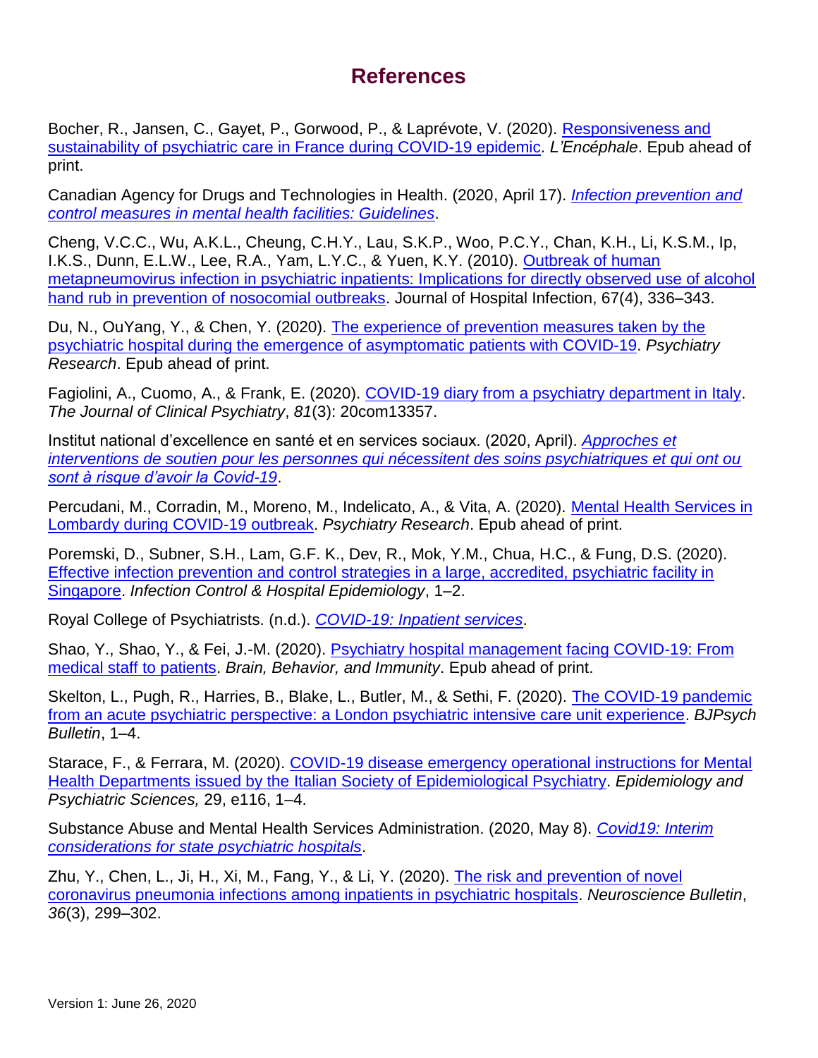# References

Bocher, R., Jansen, C., Gayet, P., Gorwood, P., & Laprévote, V. (2020). Responsiveness and sustainability of psychiatric care in France during COVID-19 epidemic. *L'Encéphale*. Epub ahead of print.

Canadian Agency for Drugs and Technologies in Health. (2020, April 17). *Infection prevention and control measures in mental health facilities: Guidelines*.

Cheng, V.C.C., Wu, A.K.L., Cheung, C.H.Y., Lau, S.K.P., Woo, P.C.Y., Chan, K.H., Li, K.S.M., Ip, I.K.S., Dunn, E.L.W., Lee, R.A., Yam, L.Y.C., & Yuen, K.Y. (2010). Outbreak of human metapneumovirus infection in psychiatric inpatients: Implications for directly observed use of alcohol hand rub in prevention of nosocomial outbreaks. Journal of Hospital Infection, 67(4), 336–343.

Du, N., OuYang, Y., & Chen, Y. (2020). The experience of prevention measures taken by the psychiatric hospital during the emergence of asymptomatic patients with COVID-19. *Psychiatry Research*. Epub ahead of print.

Fagiolini, A., Cuomo, A., & Frank, E. (2020). COVID-19 diary from a psychiatry department in Italy. *The Journal of Clinical Psychiatry*, *81*(3): 20com13357.

Institut national d'excellence en santé et en services sociaux. (2020, April). *Approches et interventions de soutien pour les personnes qui nécessitent des soins psychiatriques et qui ont ou sont à risque d'avoir la Covid-19*.

Percudani, M., Corradin, M., Moreno, M., Indelicato, A., & Vita, A. (2020). Mental Health Services in Lombardy during COVID-19 outbreak. *Psychiatry Research*. Epub ahead of print.

Poremski, D., Subner, S.H., Lam, G.F. K., Dev, R., Mok, Y.M., Chua, H.C., & Fung, D.S. (2020). Effective infection prevention and control strategies in a large, accredited, psychiatric facility in Singapore. *Infection Control & Hospital Epidemiology*, 1–2.

Royal College of Psychiatrists. (n.d.). *COVID-19: Inpatient services*.

Shao, Y., Shao, Y., & Fei, J.-M. (2020). Psychiatry hospital management facing COVID-19: From medical staff to patients. *Brain, Behavior, and Immunity*. Epub ahead of print.

Skelton, L., Pugh, R., Harries, B., Blake, L., Butler, M., & Sethi, F. (2020). The COVID-19 pandemic from an acute psychiatric perspective: a London psychiatric intensive care unit experience. *BJPsych Bulletin*, 1–4.

Starace, F., & Ferrara, M. (2020). COVID-19 disease emergency operational instructions for Mental Health Departments issued by the Italian Society of Epidemiological Psychiatry. *Epidemiology and Psychiatric Sciences,* 29, e116, 1–4.

Substance Abuse and Mental Health Services Administration. (2020, May 8). *Covid19: Interim considerations for state psychiatric hospitals*.

Zhu, Y., Chen, L., Ji, H., Xi, M., Fang, Y., & Li, Y. (2020). The risk and prevention of novel coronavirus pneumonia infections among inpatients in psychiatric hospitals. *Neuroscience Bulletin*, *36*(3), 299–302.

Version 1: June 26, 2020